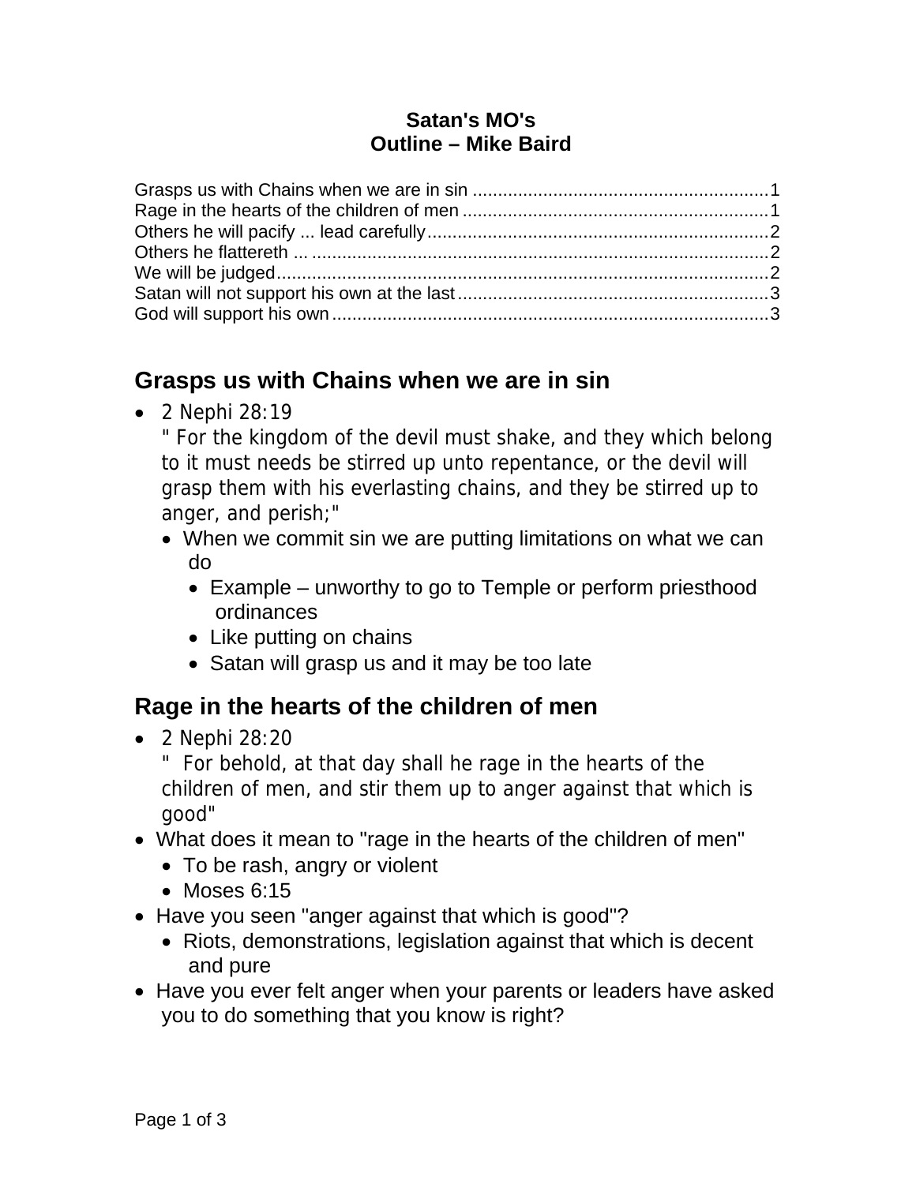**Satan's MO's**
**Outline – Mike Baird**

Grasps us with Chains when we are in sin ........................................................ 1
Rage in the hearts of the children of men ........................................................ 1
Others he will pacify ... lead carefully ................................................................ 2
Others he flattereth ... ........................................................................................ 2
We will be judged ................................................................................................ 2
Satan will not support his own at the last ......................................................... 3
God will support his own .................................................................................... 3

## Grasps us with Chains when we are in sin

- 2 Nephi 28:19
  " For the kingdom of the devil must shake, and they which belong to it must needs be stirred up unto repentance, or the devil will grasp them with his everlasting chains, and they be stirred up to anger, and perish;"
  - When we commit sin we are putting limitations on what we can do
    - Example – unworthy to go to Temple or perform priesthood ordinances
    - Like putting on chains
    - Satan will grasp us and it may be too late

## Rage in the hearts of the children of men

- 2 Nephi 28:20
  "  For behold, at that day shall he rage in the hearts of the children of men, and stir them up to anger against that which is good"
- What does it mean to "rage in the hearts of the children of men"
  - To be rash, angry or violent
  - Moses 6:15
- Have you seen "anger against that which is good"?
  - Riots, demonstrations, legislation against that which is decent and pure
- Have you ever felt anger when your parents or leaders have asked you to do something that you know is right?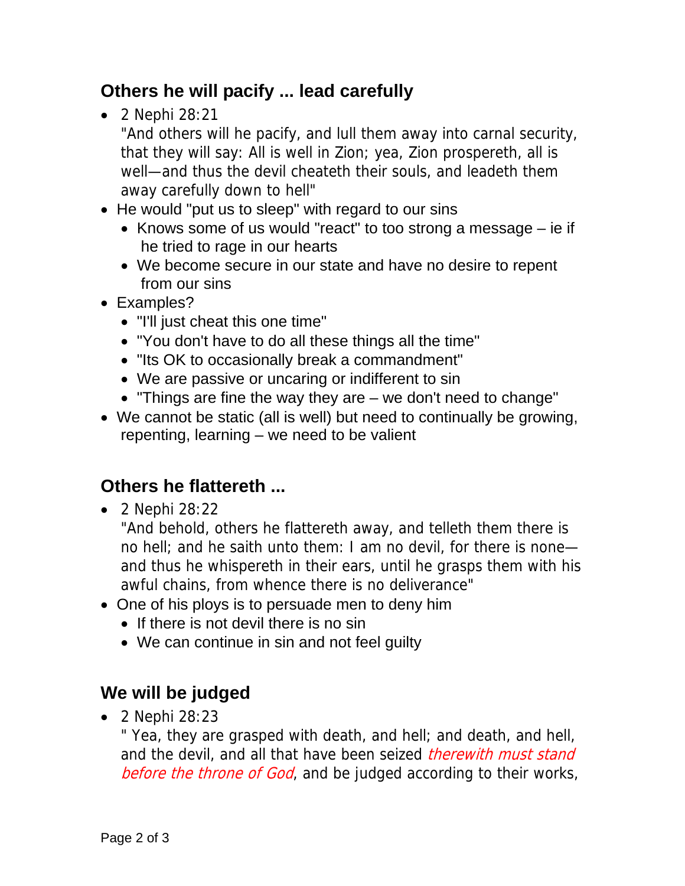## Others he will pacify ... lead carefully

- 2 Nephi 28:21
  "And others will he pacify, and lull them away into carnal security, that they will say: All is well in Zion; yea, Zion prospereth, all is well—and thus the devil cheateth their souls, and leadeth them away carefully down to hell"
- He would "put us to sleep" with regard to our sins
  - Knows some of us would "react" to too strong a message – ie if he tried to rage in our hearts
  - We become secure in our state and have no desire to repent from our sins
- Examples?
  - "I'll just cheat this one time"
  - "You don't have to do all these things all the time"
  - "Its OK to occasionally break a commandment"
  - We are passive or uncaring or indifferent to sin
  - "Things are fine the way they are – we don't need to change"
- We cannot be static (all is well) but need to continually be growing, repenting, learning – we need to be valient

## Others he flattereth ...

- 2 Nephi 28:22
  "And behold, others he flattereth away, and telleth them there is no hell; and he saith unto them: I am no devil, for there is none—and thus he whispereth in their ears, until he grasps them with his awful chains, from whence there is no deliverance"
- One of his ploys is to persuade men to deny him
  - If there is not devil there is no sin
  - We can continue in sin and not feel guilty

## We will be judged

- 2 Nephi 28:23
  " Yea, they are grasped with death, and hell; and death, and hell, and the devil, and all that have been seized *therewith must stand before the throne of God*, and be judged according to their works,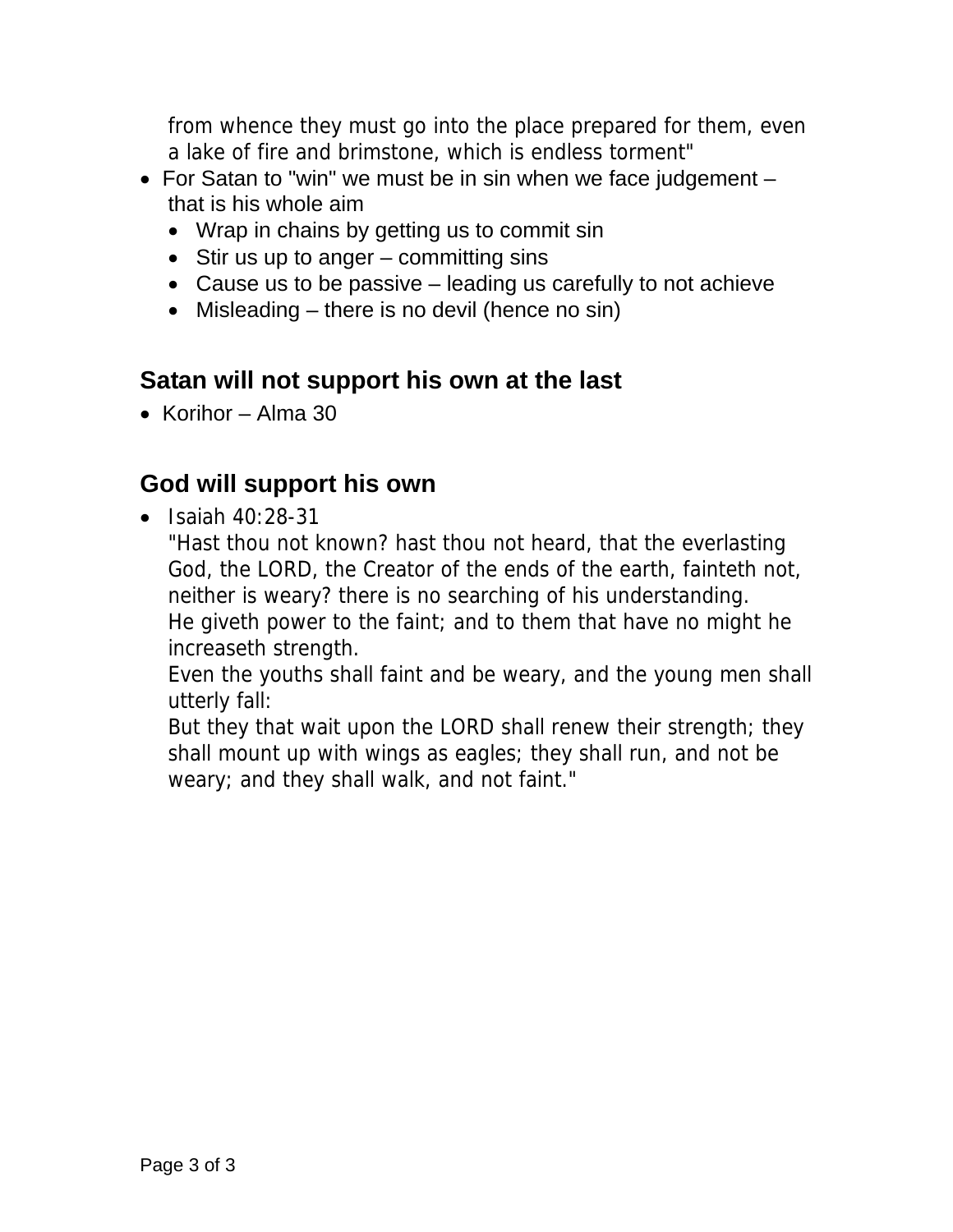from whence they must go into the place prepared for them, even a lake of fire and brimstone, which is endless torment"

- For Satan to "win" we must be in sin when we face judgement – that is his whole aim
  - Wrap in chains by getting us to commit sin
  - Stir us up to anger – committing sins
  - Cause us to be passive – leading us carefully to not achieve
  - Misleading – there is no devil (hence no sin)

## Satan will not support his own at the last

- Korihor – Alma 30

## God will support his own

- Isaiah 40:28-31
  "Hast thou not known? hast thou not heard, that the everlasting God, the LORD, the Creator of the ends of the earth, fainteth not, neither is weary? there is no searching of his understanding.
  He giveth power to the faint; and to them that have no might he increaseth strength.
  Even the youths shall faint and be weary, and the young men shall utterly fall:
  But they that wait upon the LORD shall renew their strength; they shall mount up with wings as eagles; they shall run, and not be weary; and they shall walk, and not faint."